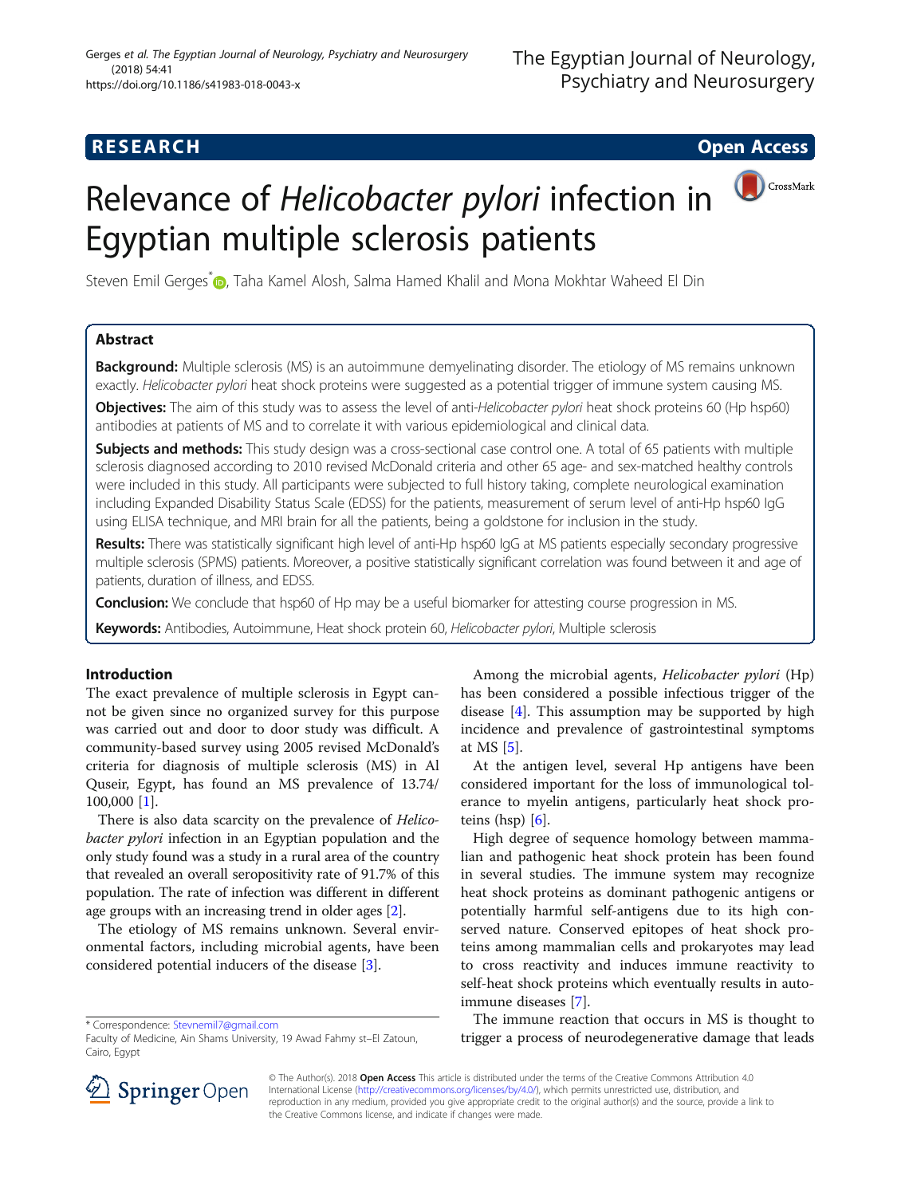RESEARCH Open Access

# Relevance of *Helicobacter pylori* infection in Egyptian multiple sclerosis patients

Steven Emil Gerges*, Taha Kamel Alosh, Salma Hamed Khalil and Mona Mokhtar Waheed El Din

## Abstract

**Background:** Multiple sclerosis (MS) is an autoimmune demyelinating disorder. The etiology of MS remains unknown exactly. *Helicobacter pylori* heat shock proteins were suggested as a potential trigger of immune system causing MS.

**Objectives:** The aim of this study was to assess the level of anti-*Helicobacter pylori* heat shock proteins 60 (Hp hsp60) antibodies at patients of MS and to correlate it with various epidemiological and clinical data.

**Subjects and methods:** This study design was a cross-sectional case control one. A total of 65 patients with multiple sclerosis diagnosed according to 2010 revised McDonald criteria and other 65 age- and sex-matched healthy controls were included in this study. All participants were subjected to full history taking, complete neurological examination including Expanded Disability Status Scale (EDSS) for the patients, measurement of serum level of anti-Hp hsp60 IgG using ELISA technique, and MRI brain for all the patients, being a goldstone for inclusion in the study.

**Results:** There was statistically significant high level of anti-Hp hsp60 IgG at MS patients especially secondary progressive multiple sclerosis (SPMS) patients. Moreover, a positive statistically significant correlation was found between it and age of patients, duration of illness, and EDSS.

**Conclusion:** We conclude that hsp60 of Hp may be a useful biomarker for attesting course progression in MS.

**Keywords:** Antibodies, Autoimmune, Heat shock protein 60, *Helicobacter pylori*, Multiple sclerosis

## Introduction

The exact prevalence of multiple sclerosis in Egypt cannot be given since no organized survey for this purpose was carried out and door to door study was difficult. A community-based survey using 2005 revised McDonald's criteria for diagnosis of multiple sclerosis (MS) in Al Quseir, Egypt, has found an MS prevalence of 13.74/100,000 [1].

There is also data scarcity on the prevalence of *Helicobacter pylori* infection in an Egyptian population and the only study found was a study in a rural area of the country that revealed an overall seropositivity rate of 91.7% of this population. The rate of infection was different in different age groups with an increasing trend in older ages [2].

The etiology of MS remains unknown. Several environmental factors, including microbial agents, have been considered potential inducers of the disease [3].

Among the microbial agents, *Helicobacter pylori* (Hp) has been considered a possible infectious trigger of the disease [4]. This assumption may be supported by high incidence and prevalence of gastrointestinal symptoms at MS [5].

At the antigen level, several Hp antigens have been considered important for the loss of immunological tolerance to myelin antigens, particularly heat shock proteins (hsp) [6].

High degree of sequence homology between mammalian and pathogenic heat shock protein has been found in several studies. The immune system may recognize heat shock proteins as dominant pathogenic antigens or potentially harmful self-antigens due to its high conserved nature. Conserved epitopes of heat shock proteins among mammalian cells and prokaryotes may lead to cross reactivity and induces immune reactivity to self-heat shock proteins which eventually results in autoimmune diseases [7].

The immune reaction that occurs in MS is thought to trigger a process of neurodegenerative damage that leads

\* Correspondence: Stevnemil7@gmail.com
Faculty of Medicine, Ain Shams University, 19 Awad Fahmy st–El Zatoun, Cairo, Egypt

© The Author(s). 2018 **Open Access** This article is distributed under the terms of the Creative Commons Attribution 4.0 International License (http://creativecommons.org/licenses/by/4.0/), which permits unrestricted use, distribution, and reproduction in any medium, provided you give appropriate credit to the original author(s) and the source, provide a link to the Creative Commons license, and indicate if changes were made.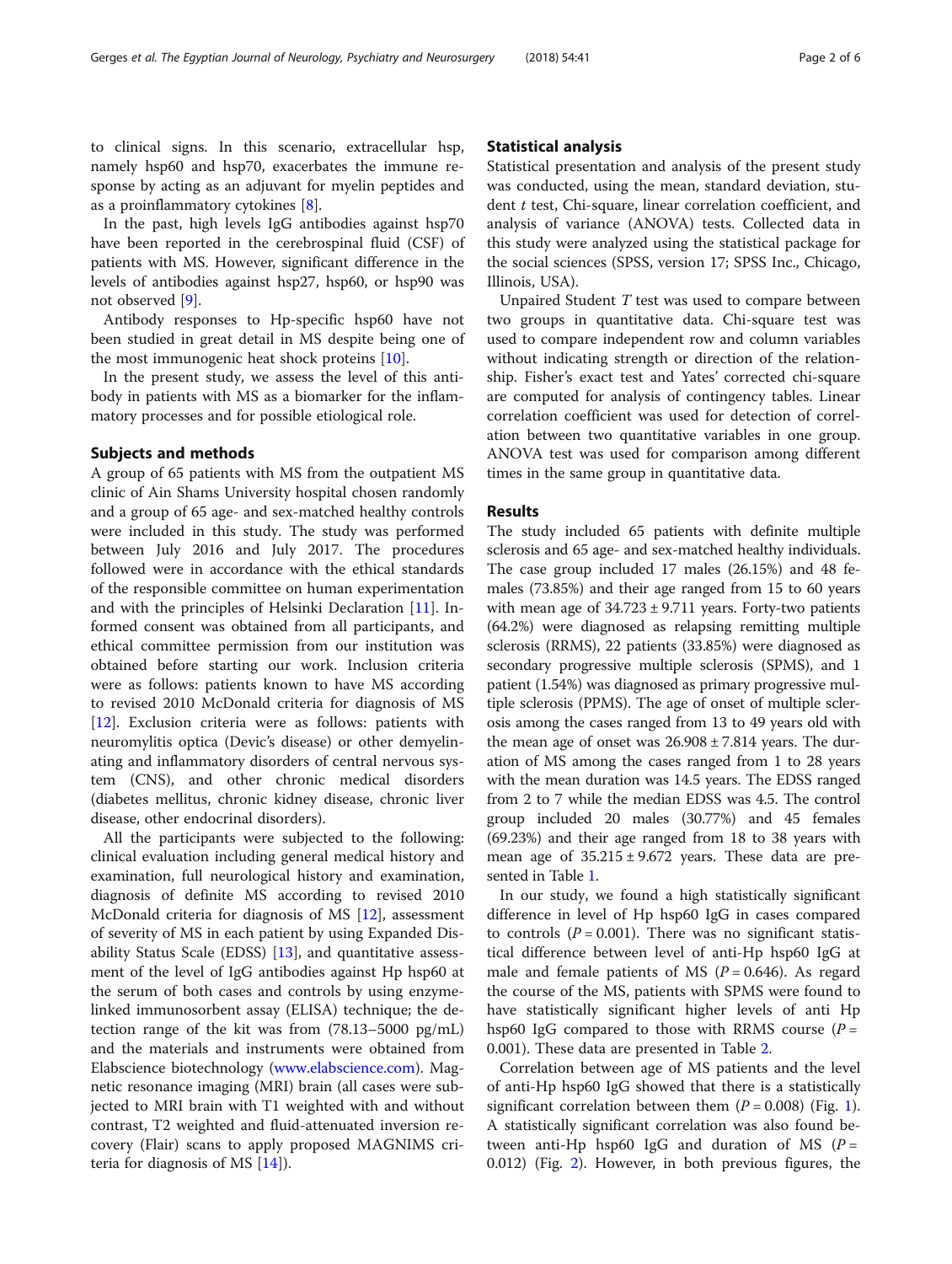to clinical signs. In this scenario, extracellular hsp, namely hsp60 and hsp70, exacerbates the immune response by acting as an adjuvant for myelin peptides and as a proinflammatory cytokines [8].

In the past, high levels IgG antibodies against hsp70 have been reported in the cerebrospinal fluid (CSF) of patients with MS. However, significant difference in the levels of antibodies against hsp27, hsp60, or hsp90 was not observed [9].

Antibody responses to Hp-specific hsp60 have not been studied in great detail in MS despite being one of the most immunogenic heat shock proteins [10].

In the present study, we assess the level of this antibody in patients with MS as a biomarker for the inflammatory processes and for possible etiological role.

## Subjects and methods

A group of 65 patients with MS from the outpatient MS clinic of Ain Shams University hospital chosen randomly and a group of 65 age- and sex-matched healthy controls were included in this study. The study was performed between July 2016 and July 2017. The procedures followed were in accordance with the ethical standards of the responsible committee on human experimentation and with the principles of Helsinki Declaration [11]. Informed consent was obtained from all participants, and ethical committee permission from our institution was obtained before starting our work. Inclusion criteria were as follows: patients known to have MS according to revised 2010 McDonald criteria for diagnosis of MS [12]. Exclusion criteria were as follows: patients with neuromylitis optica (Devic's disease) or other demyelinating and inflammatory disorders of central nervous system (CNS), and other chronic medical disorders (diabetes mellitus, chronic kidney disease, chronic liver disease, other endocrinal disorders).

All the participants were subjected to the following: clinical evaluation including general medical history and examination, full neurological history and examination, diagnosis of definite MS according to revised 2010 McDonald criteria for diagnosis of MS [12], assessment of severity of MS in each patient by using Expanded Disability Status Scale (EDSS) [13], and quantitative assessment of the level of IgG antibodies against Hp hsp60 at the serum of both cases and controls by using enzyme-linked immunosorbent assay (ELISA) technique; the detection range of the kit was from (78.13–5000 pg/mL) and the materials and instruments were obtained from Elabscience biotechnology (www.elabscience.com). Magnetic resonance imaging (MRI) brain (all cases were subjected to MRI brain with T1 weighted with and without contrast, T2 weighted and fluid-attenuated inversion recovery (Flair) scans to apply proposed MAGNIMS criteria for diagnosis of MS [14]).

## Statistical analysis

Statistical presentation and analysis of the present study was conducted, using the mean, standard deviation, student t test, Chi-square, linear correlation coefficient, and analysis of variance (ANOVA) tests. Collected data in this study were analyzed using the statistical package for the social sciences (SPSS, version 17; SPSS Inc., Chicago, Illinois, USA).

Unpaired Student *T* test was used to compare between two groups in quantitative data. Chi-square test was used to compare independent row and column variables without indicating strength or direction of the relationship. Fisher's exact test and Yates' corrected chi-square are computed for analysis of contingency tables. Linear correlation coefficient was used for detection of correlation between two quantitative variables in one group. ANOVA test was used for comparison among different times in the same group in quantitative data.

## Results

The study included 65 patients with definite multiple sclerosis and 65 age- and sex-matched healthy individuals. The case group included 17 males (26.15%) and 48 females (73.85%) and their age ranged from 15 to 60 years with mean age of 34.723 ± 9.711 years. Forty-two patients (64.2%) were diagnosed as relapsing remitting multiple sclerosis (RRMS), 22 patients (33.85%) were diagnosed as secondary progressive multiple sclerosis (SPMS), and 1 patient (1.54%) was diagnosed as primary progressive multiple sclerosis (PPMS). The age of onset of multiple sclerosis among the cases ranged from 13 to 49 years old with the mean age of onset was 26.908 ± 7.814 years. The duration of MS among the cases ranged from 1 to 28 years with the mean duration was 14.5 years. The EDSS ranged from 2 to 7 while the median EDSS was 4.5. The control group included 20 males (30.77%) and 45 females (69.23%) and their age ranged from 18 to 38 years with mean age of 35.215 ± 9.672 years. These data are presented in Table 1.

In our study, we found a high statistically significant difference in level of Hp hsp60 IgG in cases compared to controls ($P = 0.001$). There was no significant statistical difference between level of anti-Hp hsp60 IgG at male and female patients of MS ($P = 0.646$). As regard the course of the MS, patients with SPMS were found to have statistically significant higher levels of anti Hp hsp60 IgG compared to those with RRMS course ($P = 0.001$). These data are presented in Table 2.

Correlation between age of MS patients and the level of anti-Hp hsp60 IgG showed that there is a statistically significant correlation between them ($P = 0.008$) (Fig. 1). A statistically significant correlation was also found between anti-Hp hsp60 IgG and duration of MS ($P = 0.012$) (Fig. 2). However, in both previous figures, the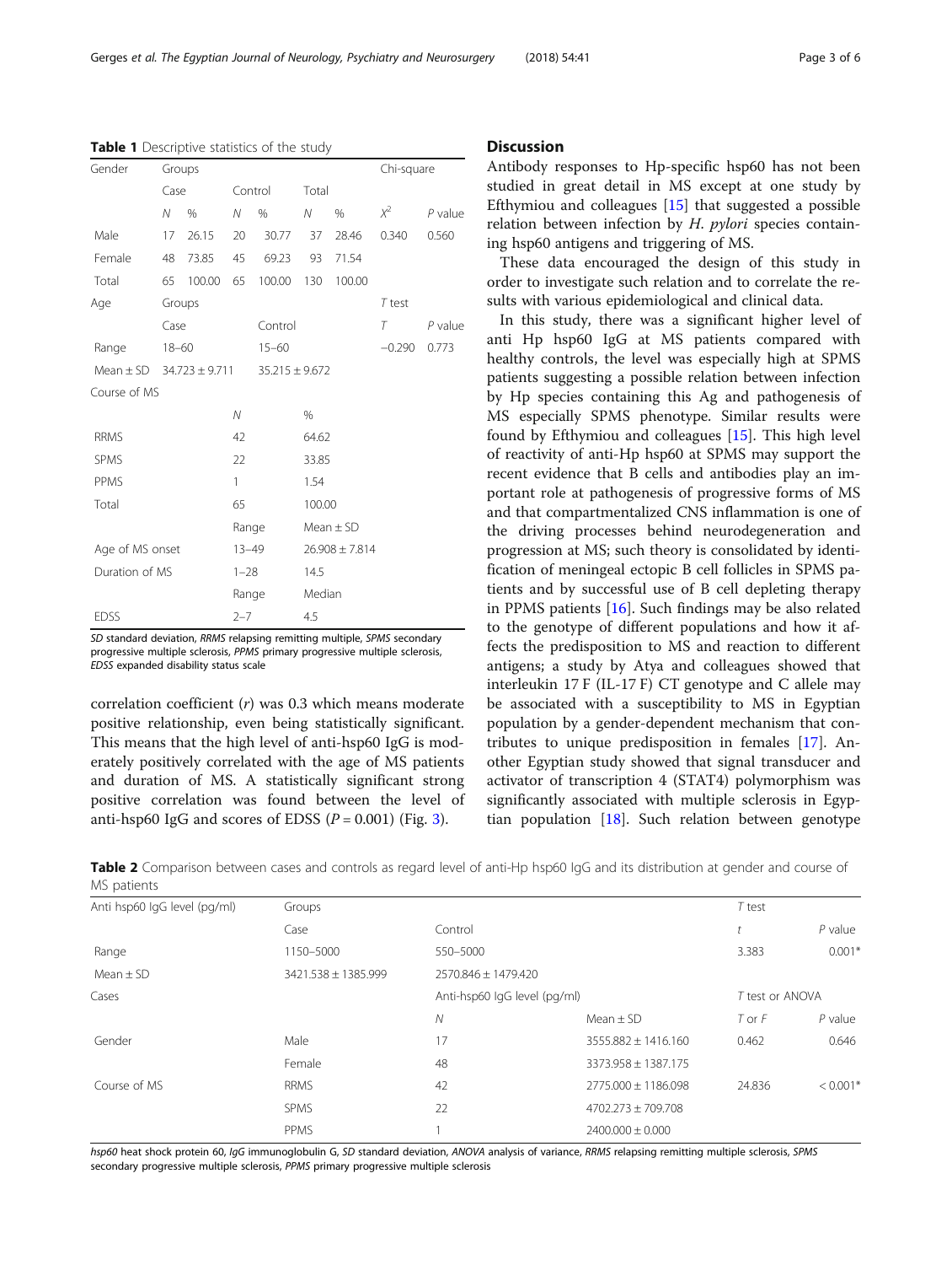**Table 1** Descriptive statistics of the study

| Gender | Groups | | | | | | Chi-square | |
|---|---|---|---|---|---|---|---|---|
| | Case | | Control | | Total | | | |
| | N | % | N | % | N | % | $X^2$ | P value |
| Male | 17 | 26.15 | 20 | 30.77 | 37 | 28.46 | 0.340 | 0.560 |
| Female | 48 | 73.85 | 45 | 69.23 | 93 | 71.54 | | |
| Total | 65 | 100.00 | 65 | 100.00 | 130 | 100.00 | | |
| Age | Groups | | | | | | T test | |
| | Case | | Control | | | | T | P value |
| Range | 18–60 | | 15–60 | | | | −0.290 | 0.773 |
| Mean ± SD | 34.723 ± 9.711 | | 35.215 ± 9.672 | | | | | |
| Course of MS | | | | | | | | |
| | | | N | | % | | | |
| RRMS | | | 42 | | 64.62 | | | |
| SPMS | | | 22 | | 33.85 | | | |
| PPMS | | | 1 | | 1.54 | | | |
| Total | | | 65 | | 100.00 | | | |
| | | | Range | | Mean ± SD | | | |
| Age of MS onset | | | 13–49 | | 26.908 ± 7.814 | | | |
| Duration of MS | | | 1–28 | | 14.5 | | | |
| | | | Range | | Median | | | |
| EDSS | | | 2–7 | | 4.5 | | | |

*SD* standard deviation, *RRMS* relapsing remitting multiple, *SPMS* secondary progressive multiple sclerosis, *PPMS* primary progressive multiple sclerosis, *EDSS* expanded disability status scale

correlation coefficient ($r$) was 0.3 which means moderate positive relationship, even being statistically significant. This means that the high level of anti-hsp60 IgG is moderately positively correlated with the age of MS patients and duration of MS. A statistically significant strong positive correlation was found between the level of anti-hsp60 IgG and scores of EDSS ($P = 0.001$) (Fig. 3).

## Discussion

Antibody responses to Hp-specific hsp60 has not been studied in great detail in MS except at one study by Efthymiou and colleagues [15] that suggested a possible relation between infection by *H. pylori* species containing hsp60 antigens and triggering of MS.

These data encouraged the design of this study in order to investigate such relation and to correlate the results with various epidemiological and clinical data.

In this study, there was a significant higher level of anti Hp hsp60 IgG at MS patients compared with healthy controls, the level was especially high at SPMS patients suggesting a possible relation between infection by Hp species containing this Ag and pathogenesis of MS especially SPMS phenotype. Similar results were found by Efthymiou and colleagues [15]. This high level of reactivity of anti-Hp hsp60 at SPMS may support the recent evidence that B cells and antibodies play an important role at pathogenesis of progressive forms of MS and that compartmentalized CNS inflammation is one of the driving processes behind neurodegeneration and progression at MS; such theory is consolidated by identification of meningeal ectopic B cell follicles in SPMS patients and by successful use of B cell depleting therapy in PPMS patients [16]. Such findings may be also related to the genotype of different populations and how it affects the predisposition to MS and reaction to different antigens; a study by Atya and colleagues showed that interleukin 17 F (IL-17 F) CT genotype and C allele may be associated with a susceptibility to MS in Egyptian population by a gender-dependent mechanism that contributes to unique predisposition in females [17]. Another Egyptian study showed that signal transducer and activator of transcription 4 (STAT4) polymorphism was significantly associated with multiple sclerosis in Egyptian population [18]. Such relation between genotype

**Table 2** Comparison between cases and controls as regard level of anti-Hp hsp60 IgG and its distribution at gender and course of MS patients

| Anti hsp60 IgG level (pg/ml) | Groups | | | T test | |
|---|---|---|---|---|---|
| | Case | Control | | t | P value |
| Range | 1150–5000 | 550–5000 | | 3.383 | 0.001* |
| Mean ± SD | 3421.538 ± 1385.999 | 2570.846 ± 1479.420 | | | |
| Cases | | Anti-hsp60 IgG level (pg/ml) | | T test or ANOVA | |
| | | N | Mean ± SD | T or F | P value |
| Gender | Male | 17 | 3555.882 ± 1416.160 | 0.462 | 0.646 |
| | Female | 48 | 3373.958 ± 1387.175 | | |
| Course of MS | RRMS | 42 | 2775.000 ± 1186.098 | 24.836 | < 0.001* |
| | SPMS | 22 | 4702.273 ± 709.708 | | |
| | PPMS | 1 | 2400.000 ± 0.000 | | |

*hsp60* heat shock protein 60, *IgG* immunoglobulin G, *SD* standard deviation, *ANOVA* analysis of variance, *RRMS* relapsing remitting multiple sclerosis, *SPMS* secondary progressive multiple sclerosis, *PPMS* primary progressive multiple sclerosis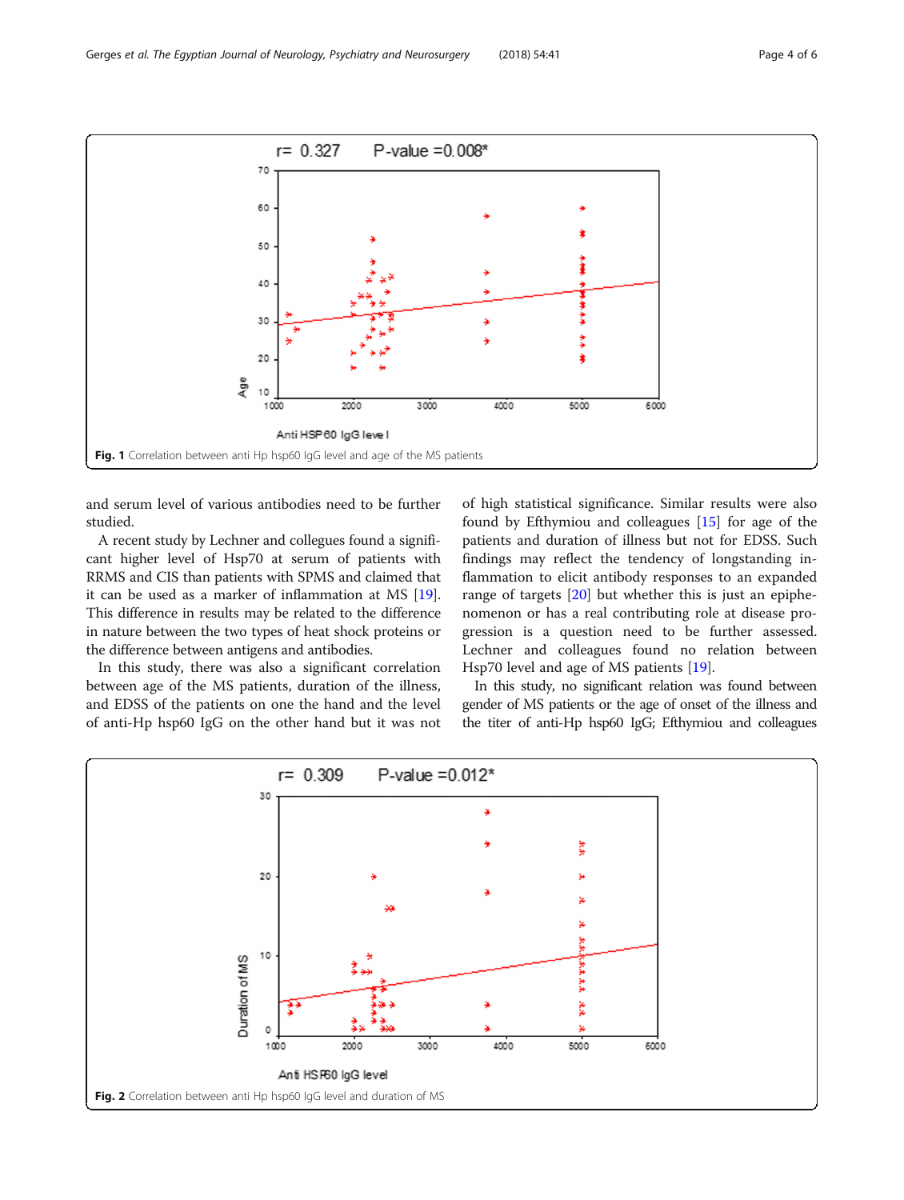Fig. 1 Correlation between anti Hp hsp60 IgG level and age of the MS patients

and serum level of various antibodies need to be further studied.

A recent study by Lechner and collegues found a significant higher level of Hsp70 at serum of patients with RRMS and CIS than patients with SPMS and claimed that it can be used as a marker of inflammation at MS [19]. This difference in results may be related to the difference in nature between the two types of heat shock proteins or the difference between antigens and antibodies.

In this study, there was also a significant correlation between age of the MS patients, duration of the illness, and EDSS of the patients on one the hand and the level of anti-Hp hsp60 IgG on the other hand but it was not of high statistical significance. Similar results were also found by Efthymiou and colleagues [15] for age of the patients and duration of illness but not for EDSS. Such findings may reflect the tendency of longstanding inflammation to elicit antibody responses to an expanded range of targets [20] but whether this is just an epiphenomenon or has a real contributing role at disease progression is a question need to be further assessed. Lechner and colleagues found no relation between Hsp70 level and age of MS patients [19].

In this study, no significant relation was found between gender of MS patients or the age of onset of the illness and the titer of anti-Hp hsp60 IgG; Efthymiou and colleagues

Fig. 2 Correlation between anti Hp hsp60 IgG level and duration of MS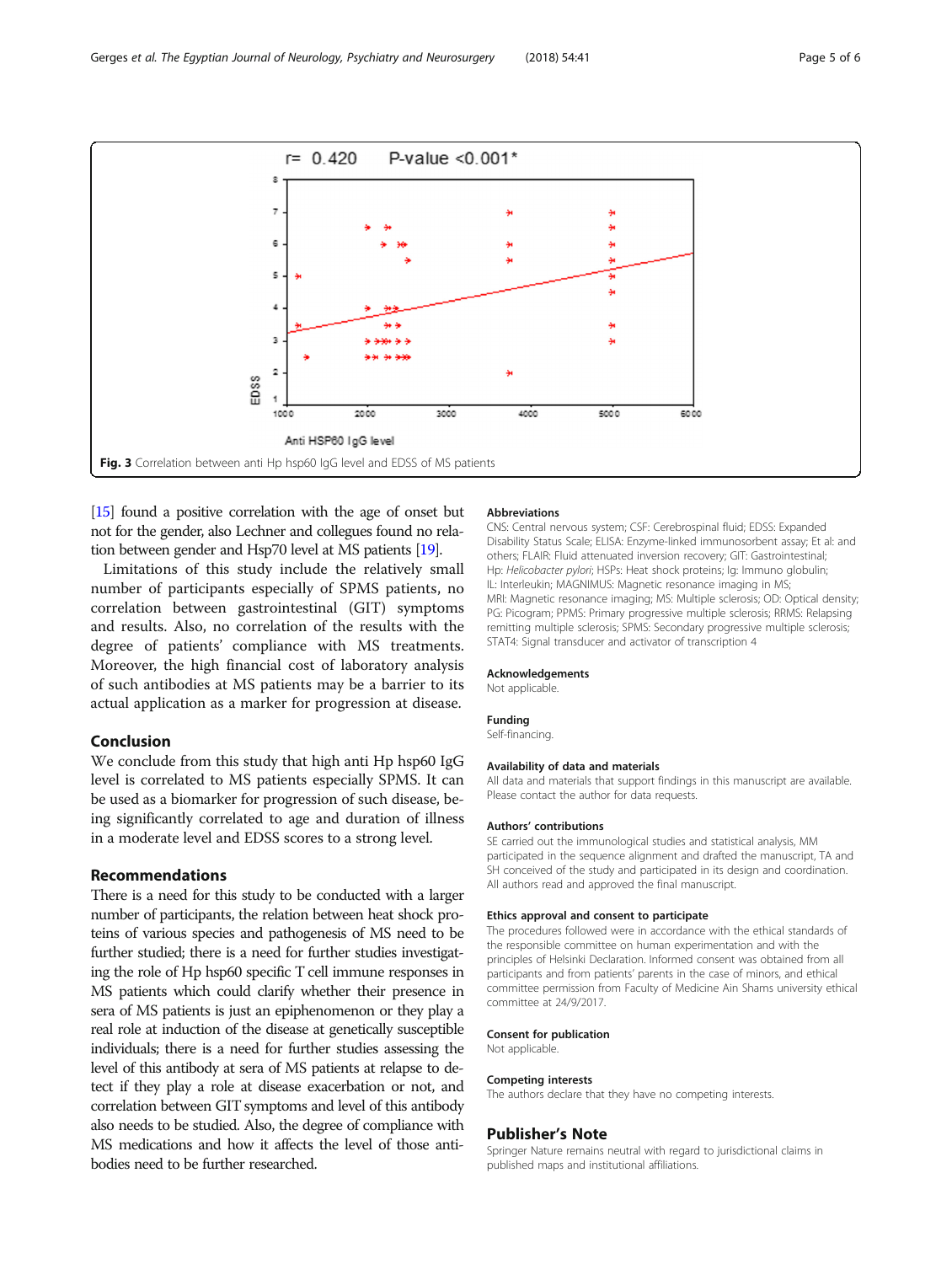r= 0.420 P-value <0.001*

**Fig. 3** Correlation between anti Hp hsp60 IgG level and EDSS of MS patients

[15] found a positive correlation with the age of onset but not for the gender, also Lechner and collegues found no relation between gender and Hsp70 level at MS patients [19].

Limitations of this study include the relatively small number of participants especially of SPMS patients, no correlation between gastrointestinal (GIT) symptoms and results. Also, no correlation of the results with the degree of patients' compliance with MS treatments. Moreover, the high financial cost of laboratory analysis of such antibodies at MS patients may be a barrier to its actual application as a marker for progression at disease.

## Conclusion

We conclude from this study that high anti Hp hsp60 IgG level is correlated to MS patients especially SPMS. It can be used as a biomarker for progression of such disease, being significantly correlated to age and duration of illness in a moderate level and EDSS scores to a strong level.

## Recommendations

There is a need for this study to be conducted with a larger number of participants, the relation between heat shock proteins of various species and pathogenesis of MS need to be further studied; there is a need for further studies investigating the role of Hp hsp60 specific T cell immune responses in MS patients which could clarify whether their presence in sera of MS patients is just an epiphenomenon or they play a real role at induction of the disease at genetically susceptible individuals; there is a need for further studies assessing the level of this antibody at sera of MS patients at relapse to detect if they play a role at disease exacerbation or not, and correlation between GIT symptoms and level of this antibody also needs to be studied. Also, the degree of compliance with MS medications and how it affects the level of those antibodies need to be further researched.

### Abbreviations

CNS: Central nervous system; CSF: Cerebrospinal fluid; EDSS: Expanded Disability Status Scale; ELISA: Enzyme-linked immunosorbent assay; Et al: and others; FLAIR: Fluid attenuated inversion recovery; GIT: Gastrointestinal; Hp: *Helicobacter pylori*; HSPs: Heat shock proteins; Ig: Immuno globulin; IL: Interleukin; MAGNIMUS: Magnetic resonance imaging in MS; MRI: Magnetic resonance imaging; MS: Multiple sclerosis; OD: Optical density; PG: Picogram; PPMS: Primary progressive multiple sclerosis; RRMS: Relapsing remitting multiple sclerosis; SPMS: Secondary progressive multiple sclerosis; STAT4: Signal transducer and activator of transcription 4

### Acknowledgements

Not applicable.

### Funding

Self-financing.

### Availability of data and materials

All data and materials that support findings in this manuscript are available. Please contact the author for data requests.

### Authors' contributions

SE carried out the immunological studies and statistical analysis, MM participated in the sequence alignment and drafted the manuscript, TA and SH conceived of the study and participated in its design and coordination. All authors read and approved the final manuscript.

### Ethics approval and consent to participate

The procedures followed were in accordance with the ethical standards of the responsible committee on human experimentation and with the principles of Helsinki Declaration. Informed consent was obtained from all participants and from patients' parents in the case of minors, and ethical committee permission from Faculty of Medicine Ain Shams university ethical committee at 24/9/2017.

### Consent for publication

Not applicable.

### Competing interests

The authors declare that they have no competing interests.

## Publisher's Note

Springer Nature remains neutral with regard to jurisdictional claims in published maps and institutional affiliations.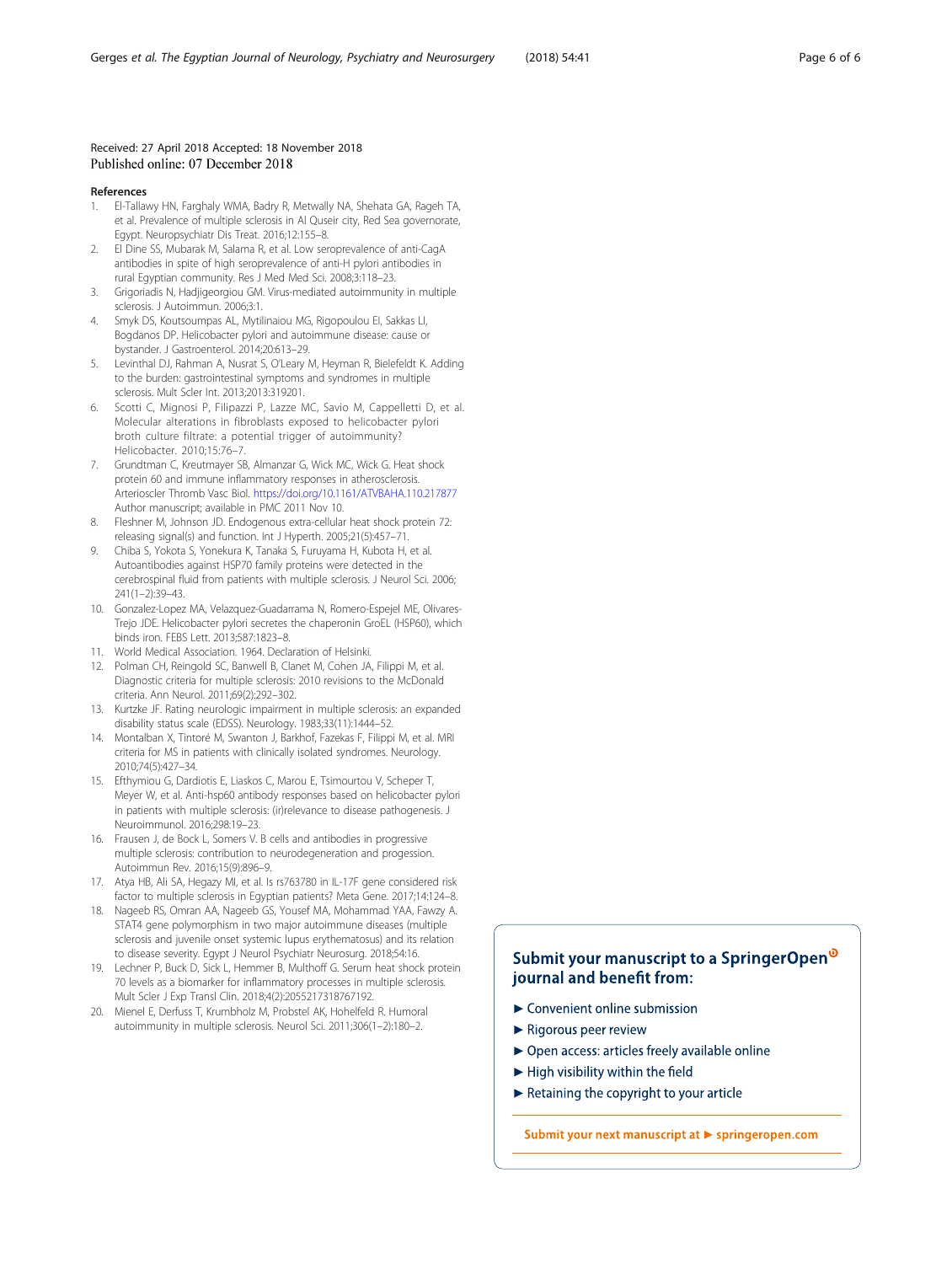Received: 27 April 2018 Accepted: 18 November 2018
Published online: 07 December 2018

## References

1. El-Tallawy HN, Farghaly WMA, Badry R, Metwally NA, Shehata GA, Rageh TA, et al. Prevalence of multiple sclerosis in Al Quseir city, Red Sea governorate, Egypt. Neuropsychiatr Dis Treat. 2016;12:155–8.
2. El Dine SS, Mubarak M, Salama R, et al. Low seroprevalence of anti-CagA antibodies in spite of high seroprevalence of anti-H pylori antibodies in rural Egyptian community. Res J Med Med Sci. 2008;3:118–23.
3. Grigoriadis N, Hadjigeorgiou GM. Virus-mediated autoimmunity in multiple sclerosis. J Autoimmun. 2006;3:1.
4. Smyk DS, Koutsoumpas AL, Mytilinaiou MG, Rigopoulou EI, Sakkas LI, Bogdanos DP. Helicobacter pylori and autoimmune disease: cause or bystander. J Gastroenterol. 2014;20:613–29.
5. Levinthal DJ, Rahman A, Nusrat S, O'Leary M, Heyman R, Bielefeldt K. Adding to the burden: gastrointestinal symptoms and syndromes in multiple sclerosis. Mult Scler Int. 2013;2013:319201.
6. Scotti C, Mignosi P, Filipazzi P, Lazze MC, Savio M, Cappelletti D, et al. Molecular alterations in fibroblasts exposed to helicobacter pylori broth culture filtrate: a potential trigger of autoimmunity? Helicobacter. 2010;15:76–7.
7. Grundtman C, Kreutmayer SB, Almanzar G, Wick MC, Wick G. Heat shock protein 60 and immune inflammatory responses in atherosclerosis. Arterioscler Thromb Vasc Biol. https://doi.org/10.1161/ATVBAHA.110.217877 Author manuscript; available in PMC 2011 Nov 10.
8. Fleshner M, Johnson JD. Endogenous extra-cellular heat shock protein 72: releasing signal(s) and function. Int J Hyperth. 2005;21(5):457–71.
9. Chiba S, Yokota S, Yonekura K, Tanaka S, Furuyama H, Kubota H, et al. Autoantibodies against HSP70 family proteins were detected in the cerebrospinal fluid from patients with multiple sclerosis. J Neurol Sci. 2006;241(1–2):39–43.
10. Gonzalez-Lopez MA, Velazquez-Guadarrama N, Romero-Espejel ME, Olivares-Trejo JDE. Helicobacter pylori secretes the chaperonin GroEL (HSP60), which binds iron. FEBS Lett. 2013;587:1823–8.
11. World Medical Association. 1964. Declaration of Helsinki.
12. Polman CH, Reingold SC, Banwell B, Clanet M, Cohen JA, Filippi M, et al. Diagnostic criteria for multiple sclerosis: 2010 revisions to the McDonald criteria. Ann Neurol. 2011;69(2):292–302.
13. Kurtzke JF. Rating neurologic impairment in multiple sclerosis: an expanded disability status scale (EDSS). Neurology. 1983;33(11):1444–52.
14. Montalban X, Tintoré M, Swanton J, Barkhof, Fazekas F, Filippi M, et al. MRI criteria for MS in patients with clinically isolated syndromes. Neurology. 2010;74(5):427–34.
15. Efthymiou G, Dardiotis E, Liaskos C, Marou E, Tsimourtou V, Scheper T, Meyer W, et al. Anti-hsp60 antibody responses based on helicobacter pylori in patients with multiple sclerosis: (ir)relevance to disease pathogenesis. J Neuroimmunol. 2016;298:19–23.
16. Frausen J, de Bock L, Somers V. B cells and antibodies in progressive multiple sclerosis: contribution to neurodegeneration and progession. Autoimmun Rev. 2016;15(9):896–9.
17. Atya HB, Ali SA, Hegazy MI, et al. Is rs763780 in IL-17F gene considered risk factor to multiple sclerosis in Egyptian patients? Meta Gene. 2017;14:124–8.
18. Nageeb RS, Omran AA, Nageeb GS, Yousef MA, Mohammad YAA, Fawzy A. STAT4 gene polymorphism in two major autoimmune diseases (multiple sclerosis and juvenile onset systemic lupus erythematosus) and its relation to disease severity. Egypt J Neurol Psychiatr Neurosurg. 2018;54:16.
19. Lechner P, Buck D, Sick L, Hemmer B, Multhoff G. Serum heat shock protein 70 levels as a biomarker for inflammatory processes in multiple sclerosis. Mult Scler J Exp Transl Clin. 2018;4(2):2055217318767192.
20. Mienel E, Derfuss T, Krumbholz M, Probstel AK, Hohelfeld R. Humoral autoimmunity in multiple sclerosis. Neurol Sci. 2011;306(1–2):180–2.